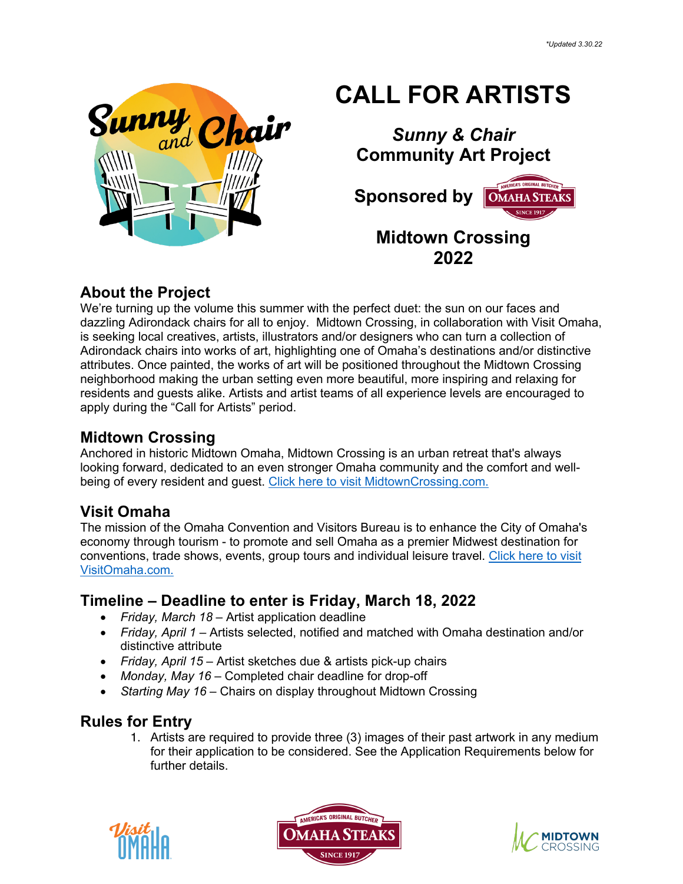*Updated 3.30.22

# CALL FOR ARTISTS

***Sunny & Chair***
**Community Art Project**

**Sponsored by** Omaha Steaks

**Midtown Crossing**
**2022**

## About the Project

We're turning up the volume this summer with the perfect duet: the sun on our faces and dazzling Adirondack chairs for all to enjoy. Midtown Crossing, in collaboration with Visit Omaha, is seeking local creatives, artists, illustrators and/or designers who can turn a collection of Adirondack chairs into works of art, highlighting one of Omaha's destinations and/or distinctive attributes. Once painted, the works of art will be positioned throughout the Midtown Crossing neighborhood making the urban setting even more beautiful, more inspiring and relaxing for residents and guests alike. Artists and artist teams of all experience levels are encouraged to apply during the "Call for Artists" period.

## Midtown Crossing

Anchored in historic Midtown Omaha, Midtown Crossing is an urban retreat that's always looking forward, dedicated to an even stronger Omaha community and the comfort and well-being of every resident and guest. Click here to visit MidtownCrossing.com.

## Visit Omaha

The mission of the Omaha Convention and Visitors Bureau is to enhance the City of Omaha's economy through tourism - to promote and sell Omaha as a premier Midwest destination for conventions, trade shows, events, group tours and individual leisure travel. Click here to visit VisitOmaha.com.

## Timeline – Deadline to enter is Friday, March 18, 2022

- *Friday, March 18* – Artist application deadline
- *Friday, April 1* – Artists selected, notified and matched with Omaha destination and/or distinctive attribute
- *Friday, April 15* – Artist sketches due & artists pick-up chairs
- *Monday, May 16* – Completed chair deadline for drop-off
- *Starting May 16* – Chairs on display throughout Midtown Crossing

## Rules for Entry

1. Artists are required to provide three (3) images of their past artwork in any medium for their application to be considered. See the Application Requirements below for further details.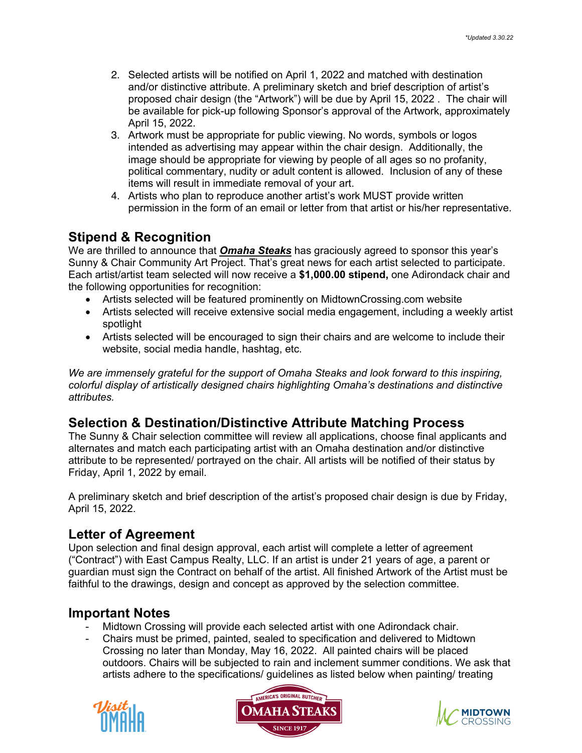2. Selected artists will be notified on April 1, 2022 and matched with destination and/or distinctive attribute. A preliminary sketch and brief description of artist's proposed chair design (the "Artwork") will be due by April 15, 2022 . The chair will be available for pick-up following Sponsor's approval of the Artwork, approximately April 15, 2022.
3. Artwork must be appropriate for public viewing. No words, symbols or logos intended as advertising may appear within the chair design. Additionally, the image should be appropriate for viewing by people of all ages so no profanity, political commentary, nudity or adult content is allowed. Inclusion of any of these items will result in immediate removal of your art.
4. Artists who plan to reproduce another artist's work MUST provide written permission in the form of an email or letter from that artist or his/her representative.

## Stipend & Recognition

We are thrilled to announce that ***Omaha Steaks*** has graciously agreed to sponsor this year's Sunny & Chair Community Art Project. That's great news for each artist selected to participate. Each artist/artist team selected will now receive a **$1,000.00 stipend,** one Adirondack chair and the following opportunities for recognition:

- Artists selected will be featured prominently on MidtownCrossing.com website
- Artists selected will receive extensive social media engagement, including a weekly artist spotlight
- Artists selected will be encouraged to sign their chairs and are welcome to include their website, social media handle, hashtag, etc.

*We are immensely grateful for the support of Omaha Steaks and look forward to this inspiring, colorful display of artistically designed chairs highlighting Omaha's destinations and distinctive attributes.*

## Selection & Destination/Distinctive Attribute Matching Process

The Sunny & Chair selection committee will review all applications, choose final applicants and alternates and match each participating artist with an Omaha destination and/or distinctive attribute to be represented/ portrayed on the chair. All artists will be notified of their status by Friday, April 1, 2022 by email.

A preliminary sketch and brief description of the artist's proposed chair design is due by Friday, April 15, 2022.

## Letter of Agreement

Upon selection and final design approval, each artist will complete a letter of agreement ("Contract") with East Campus Realty, LLC. If an artist is under 21 years of age, a parent or guardian must sign the Contract on behalf of the artist. All finished Artwork of the Artist must be faithful to the drawings, design and concept as approved by the selection committee.

## Important Notes

- Midtown Crossing will provide each selected artist with one Adirondack chair.
- Chairs must be primed, painted, sealed to specification and delivered to Midtown Crossing no later than Monday, May 16, 2022. All painted chairs will be placed outdoors. Chairs will be subjected to rain and inclement summer conditions. We ask that artists adhere to the specifications/ guidelines as listed below when painting/ treating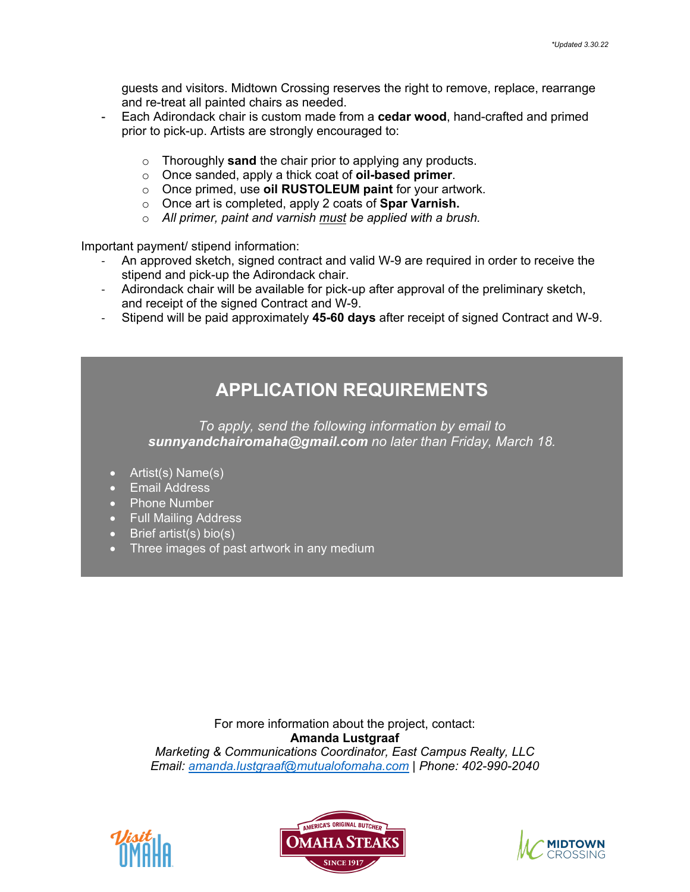guests and visitors. Midtown Crossing reserves the right to remove, replace, rearrange and re-treat all painted chairs as needed.

- Each Adirondack chair is custom made from a **cedar wood**, hand-crafted and primed prior to pick-up. Artists are strongly encouraged to:
  - Thoroughly **sand** the chair prior to applying any products.
  - Once sanded, apply a thick coat of **oil-based primer**.
  - Once primed, use **oil RUSTOLEUM paint** for your artwork.
  - Once art is completed, apply 2 coats of **Spar Varnish.**
  - *All primer, paint and varnish must be applied with a brush.*

Important payment/ stipend information:

- An approved sketch, signed contract and valid W-9 are required in order to receive the stipend and pick-up the Adirondack chair.
- Adirondack chair will be available for pick-up after approval of the preliminary sketch, and receipt of the signed Contract and W-9.
- Stipend will be paid approximately **45-60 days** after receipt of signed Contract and W-9.

## APPLICATION REQUIREMENTS

*To apply, send the following information by email to* ***sunnyandchairomaha@gmail.com*** *no later than Friday, March 18.*

- Artist(s) Name(s)
- Email Address
- Phone Number
- Full Mailing Address
- Brief artist(s) bio(s)
- Three images of past artwork in any medium

For more information about the project, contact:
**Amanda Lustgraaf**
*Marketing & Communications Coordinator, East Campus Realty, LLC*
*Email: amanda.lustgraaf@mutualofomaha.com* | *Phone: 402-990-2040*